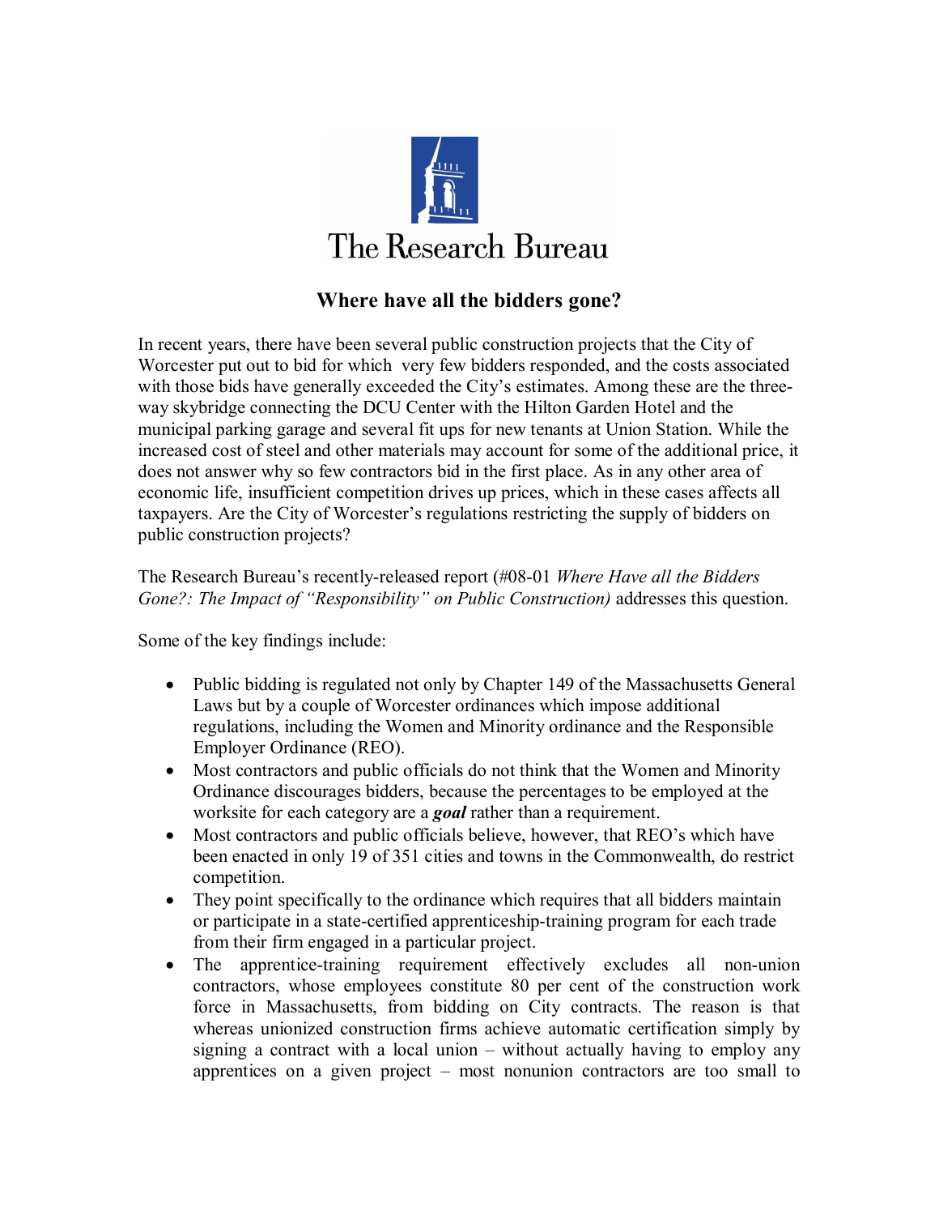# The Research Bureau

## Where have all the bidders gone?

In recent years, there have been several public construction projects that the City of Worcester put out to bid for which very few bidders responded, and the costs associated with those bids have generally exceeded the City's estimates. Among these are the three-way skybridge connecting the DCU Center with the Hilton Garden Hotel and the municipal parking garage and several fit ups for new tenants at Union Station. While the increased cost of steel and other materials may account for some of the additional price, it does not answer why so few contractors bid in the first place. As in any other area of economic life, insufficient competition drives up prices, which in these cases affects all taxpayers. Are the City of Worcester's regulations restricting the supply of bidders on public construction projects?

The Research Bureau's recently-released report (#08-01 *Where Have all the Bidders Gone?: The Impact of "Responsibility" on Public Construction)* addresses this question.

Some of the key findings include:

- Public bidding is regulated not only by Chapter 149 of the Massachusetts General Laws but by a couple of Worcester ordinances which impose additional regulations, including the Women and Minority ordinance and the Responsible Employer Ordinance (REO).
- Most contractors and public officials do not think that the Women and Minority Ordinance discourages bidders, because the percentages to be employed at the worksite for each category are a ***goal*** rather than a requirement.
- Most contractors and public officials believe, however, that REO's which have been enacted in only 19 of 351 cities and towns in the Commonwealth, do restrict competition.
- They point specifically to the ordinance which requires that all bidders maintain or participate in a state-certified apprenticeship-training program for each trade from their firm engaged in a particular project.
- The apprentice-training requirement effectively excludes all non-union contractors, whose employees constitute 80 per cent of the construction work force in Massachusetts, from bidding on City contracts. The reason is that whereas unionized construction firms achieve automatic certification simply by signing a contract with a local union – without actually having to employ any apprentices on a given project – most nonunion contractors are too small to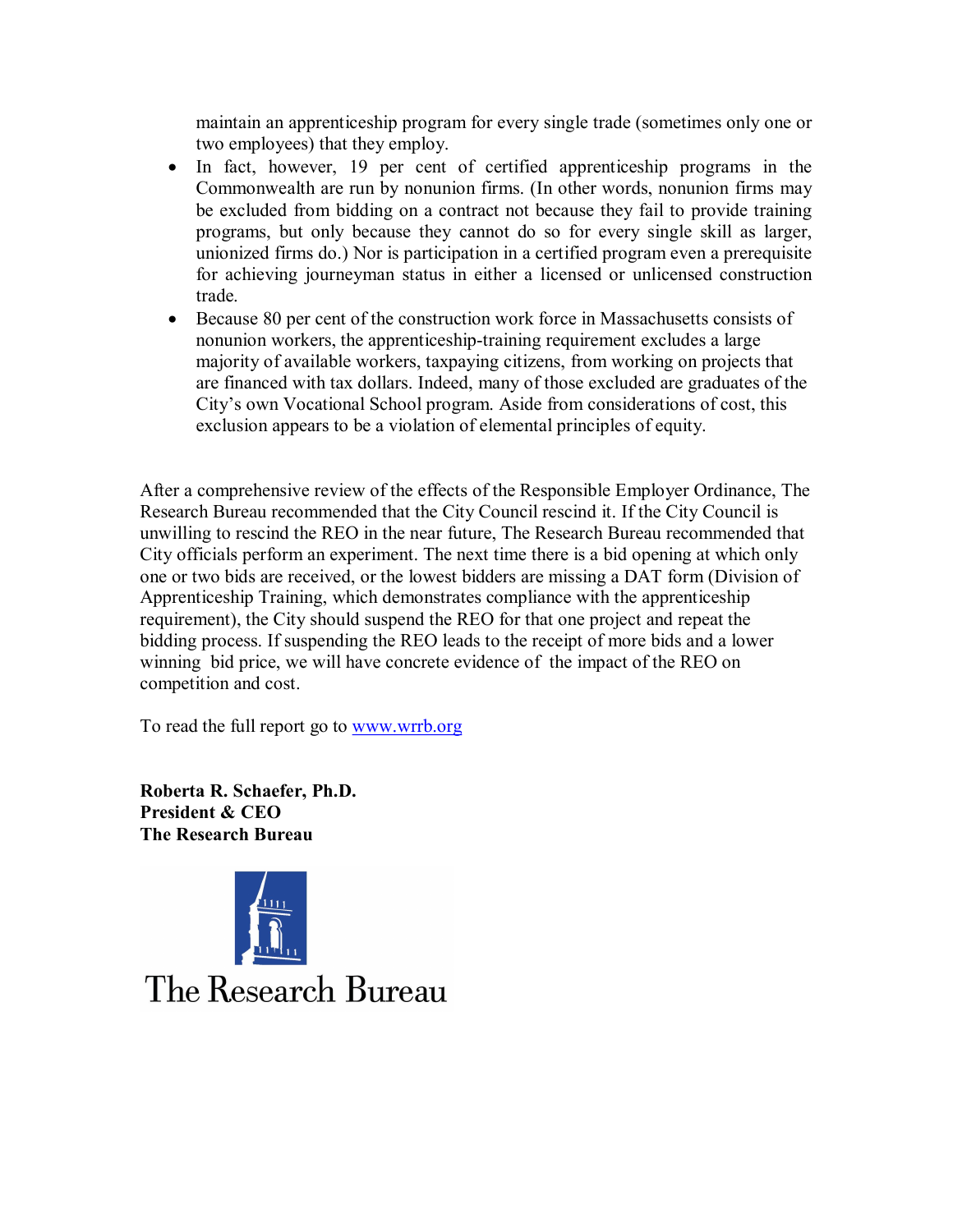maintain an apprenticeship program for every single trade (sometimes only one or two employees) that they employ.

- In fact, however, 19 per cent of certified apprenticeship programs in the Commonwealth are run by nonunion firms. (In other words, nonunion firms may be excluded from bidding on a contract not because they fail to provide training programs, but only because they cannot do so for every single skill as larger, unionized firms do.) Nor is participation in a certified program even a prerequisite for achieving journeyman status in either a licensed or unlicensed construction trade.
- Because 80 per cent of the construction work force in Massachusetts consists of nonunion workers, the apprenticeship-training requirement excludes a large majority of available workers, taxpaying citizens, from working on projects that are financed with tax dollars. Indeed, many of those excluded are graduates of the City's own Vocational School program. Aside from considerations of cost, this exclusion appears to be a violation of elemental principles of equity.

After a comprehensive review of the effects of the Responsible Employer Ordinance, The Research Bureau recommended that the City Council rescind it. If the City Council is unwilling to rescind the REO in the near future, The Research Bureau recommended that City officials perform an experiment. The next time there is a bid opening at which only one or two bids are received, or the lowest bidders are missing a DAT form (Division of Apprenticeship Training, which demonstrates compliance with the apprenticeship requirement), the City should suspend the REO for that one project and repeat the bidding process. If suspending the REO leads to the receipt of more bids and a lower winning bid price, we will have concrete evidence of the impact of the REO on competition and cost.

To read the full report go to [www.wrrb.org](http://www.wrrb.org)

**Roberta R. Schaefer, Ph.D.**
**President & CEO**
**The Research Bureau**

The Research Bureau